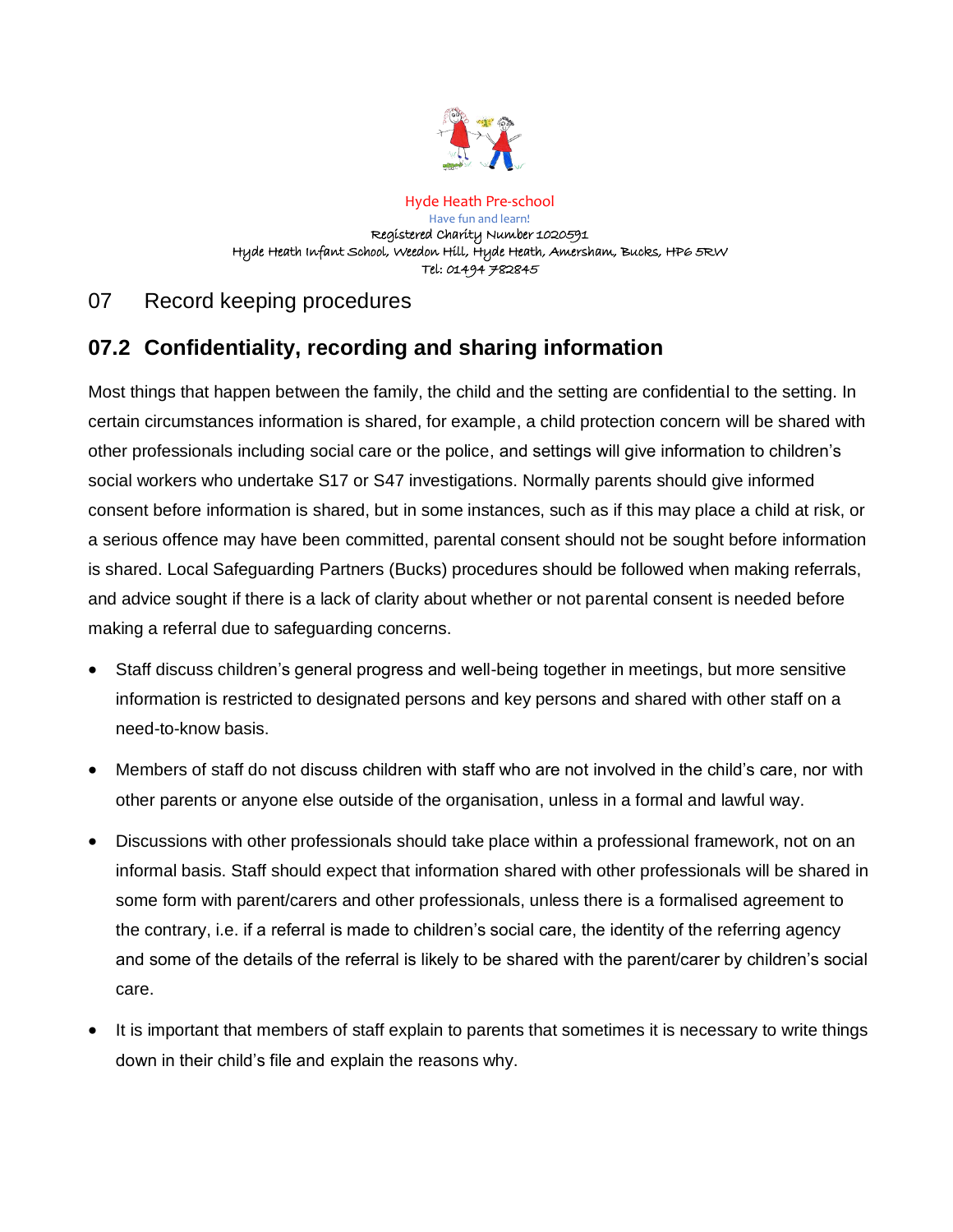Hyde Heath Pre-school

Have fun and learn!

Registered Charity Number 1020591

Hyde Heath Infant School, Weedon Hill, Hyde Heath, Amersham, Bucks, HP6 5RW

Tel: 01494 782845

# 07 Record keeping procedures

## 07.2 Confidentiality, recording and sharing information

Most things that happen between the family, the child and the setting are confidential to the setting. In certain circumstances information is shared, for example, a child protection concern will be shared with other professionals including social care or the police, and settings will give information to children's social workers who undertake S17 or S47 investigations. Normally parents should give informed consent before information is shared, but in some instances, such as if this may place a child at risk, or a serious offence may have been committed, parental consent should not be sought before information is shared. Local Safeguarding Partners (Bucks) procedures should be followed when making referrals, and advice sought if there is a lack of clarity about whether or not parental consent is needed before making a referral due to safeguarding concerns.

- Staff discuss children's general progress and well-being together in meetings, but more sensitive information is restricted to designated persons and key persons and shared with other staff on a need-to-know basis.
- Members of staff do not discuss children with staff who are not involved in the child's care, nor with other parents or anyone else outside of the organisation, unless in a formal and lawful way.
- Discussions with other professionals should take place within a professional framework, not on an informal basis. Staff should expect that information shared with other professionals will be shared in some form with parent/carers and other professionals, unless there is a formalised agreement to the contrary, i.e. if a referral is made to children's social care, the identity of the referring agency and some of the details of the referral is likely to be shared with the parent/carer by children's social care.
- It is important that members of staff explain to parents that sometimes it is necessary to write things down in their child's file and explain the reasons why.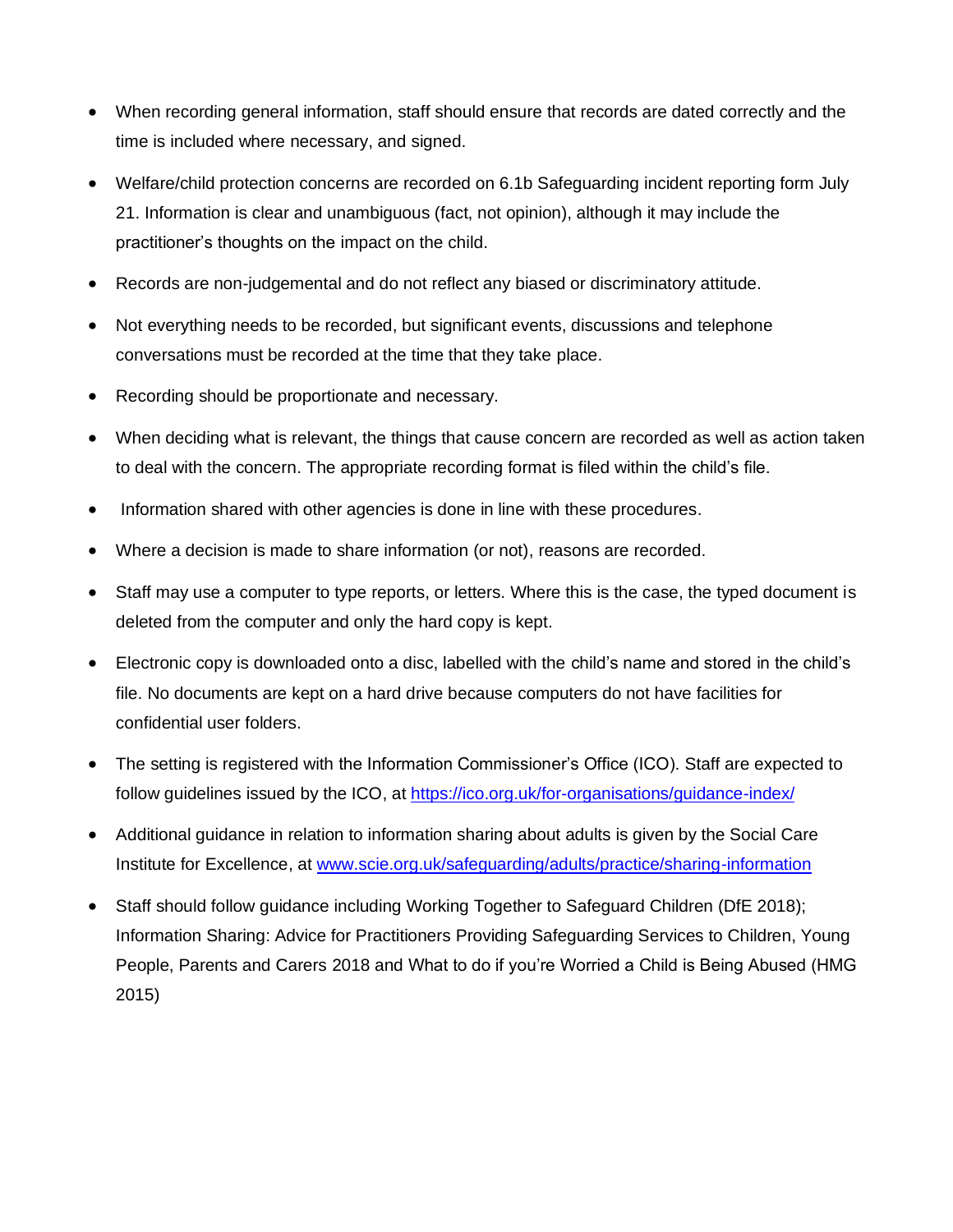- When recording general information, staff should ensure that records are dated correctly and the time is included where necessary, and signed.
- Welfare/child protection concerns are recorded on 6.1b Safeguarding incident reporting form July 21. Information is clear and unambiguous (fact, not opinion), although it may include the practitioner's thoughts on the impact on the child.
- Records are non-judgemental and do not reflect any biased or discriminatory attitude.
- Not everything needs to be recorded, but significant events, discussions and telephone conversations must be recorded at the time that they take place.
- Recording should be proportionate and necessary.
- When deciding what is relevant, the things that cause concern are recorded as well as action taken to deal with the concern. The appropriate recording format is filed within the child's file.
- Information shared with other agencies is done in line with these procedures.
- Where a decision is made to share information (or not), reasons are recorded.
- Staff may use a computer to type reports, or letters. Where this is the case, the typed document is deleted from the computer and only the hard copy is kept.
- Electronic copy is downloaded onto a disc, labelled with the child's name and stored in the child's file. No documents are kept on a hard drive because computers do not have facilities for confidential user folders.
- The setting is registered with the Information Commissioner's Office (ICO). Staff are expected to follow guidelines issued by the ICO, at [https://ico.org.uk/for-organisations/guidance-index/](https://ico.org.uk/for-organisations/guidance-index/)
- Additional guidance in relation to information sharing about adults is given by the Social Care Institute for Excellence, at [www.scie.org.uk/safeguarding/adults/practice/sharing-information](http://www.scie.org.uk/safeguarding/adults/practice/sharing-information)
- Staff should follow guidance including Working Together to Safeguard Children (DfE 2018); Information Sharing: Advice for Practitioners Providing Safeguarding Services to Children, Young People, Parents and Carers 2018 and What to do if you're Worried a Child is Being Abused (HMG 2015)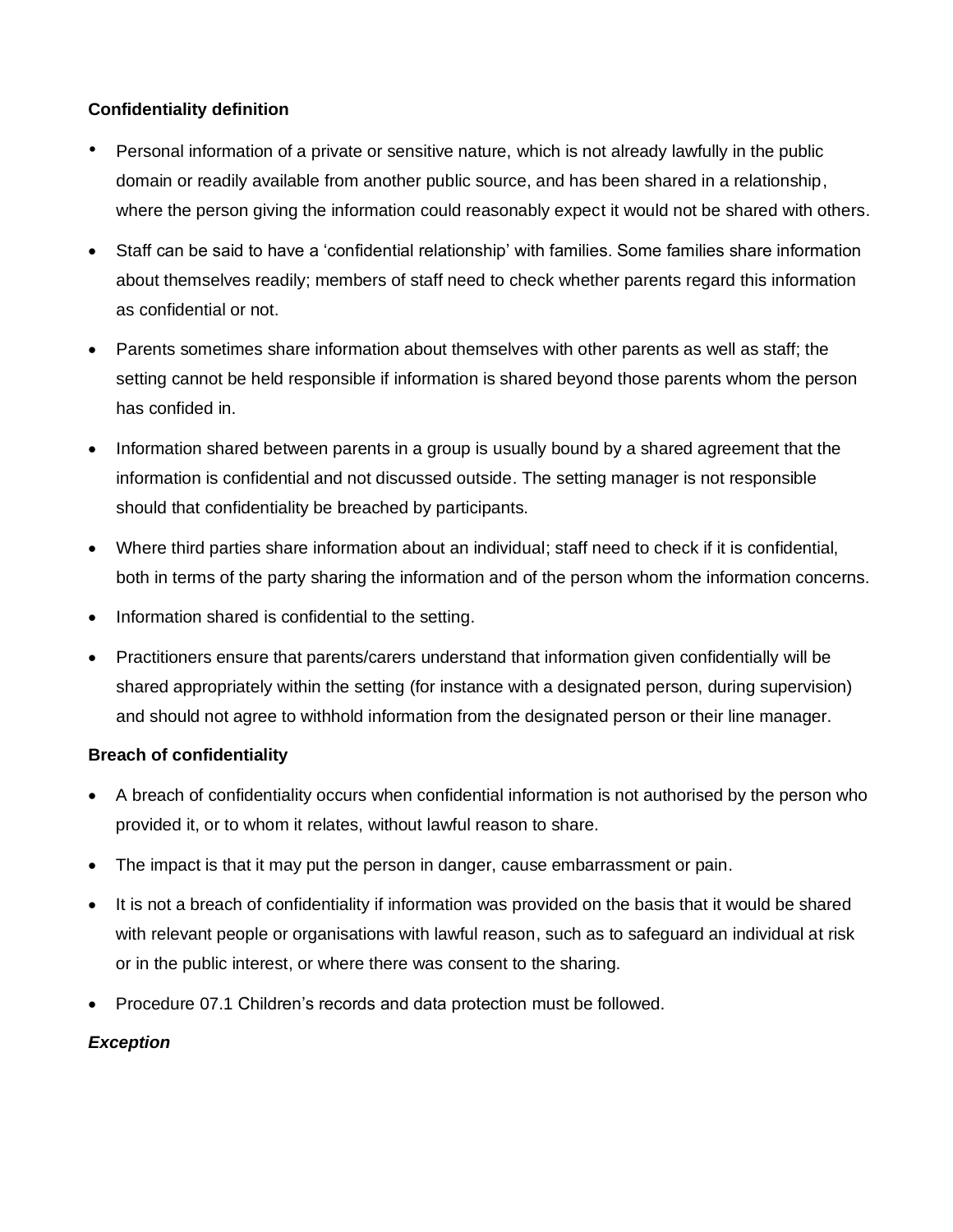**Confidentiality definition**

- Personal information of a private or sensitive nature, which is not already lawfully in the public domain or readily available from another public source, and has been shared in a relationship, where the person giving the information could reasonably expect it would not be shared with others.
- Staff can be said to have a 'confidential relationship' with families. Some families share information about themselves readily; members of staff need to check whether parents regard this information as confidential or not.
- Parents sometimes share information about themselves with other parents as well as staff; the setting cannot be held responsible if information is shared beyond those parents whom the person has confided in.
- Information shared between parents in a group is usually bound by a shared agreement that the information is confidential and not discussed outside. The setting manager is not responsible should that confidentiality be breached by participants.
- Where third parties share information about an individual; staff need to check if it is confidential, both in terms of the party sharing the information and of the person whom the information concerns.
- Information shared is confidential to the setting.
- Practitioners ensure that parents/carers understand that information given confidentially will be shared appropriately within the setting (for instance with a designated person, during supervision) and should not agree to withhold information from the designated person or their line manager.

**Breach of confidentiality**

- A breach of confidentiality occurs when confidential information is not authorised by the person who provided it, or to whom it relates, without lawful reason to share.
- The impact is that it may put the person in danger, cause embarrassment or pain.
- It is not a breach of confidentiality if information was provided on the basis that it would be shared with relevant people or organisations with lawful reason, such as to safeguard an individual at risk or in the public interest, or where there was consent to the sharing.
- Procedure 07.1 Children's records and data protection must be followed.

***Exception***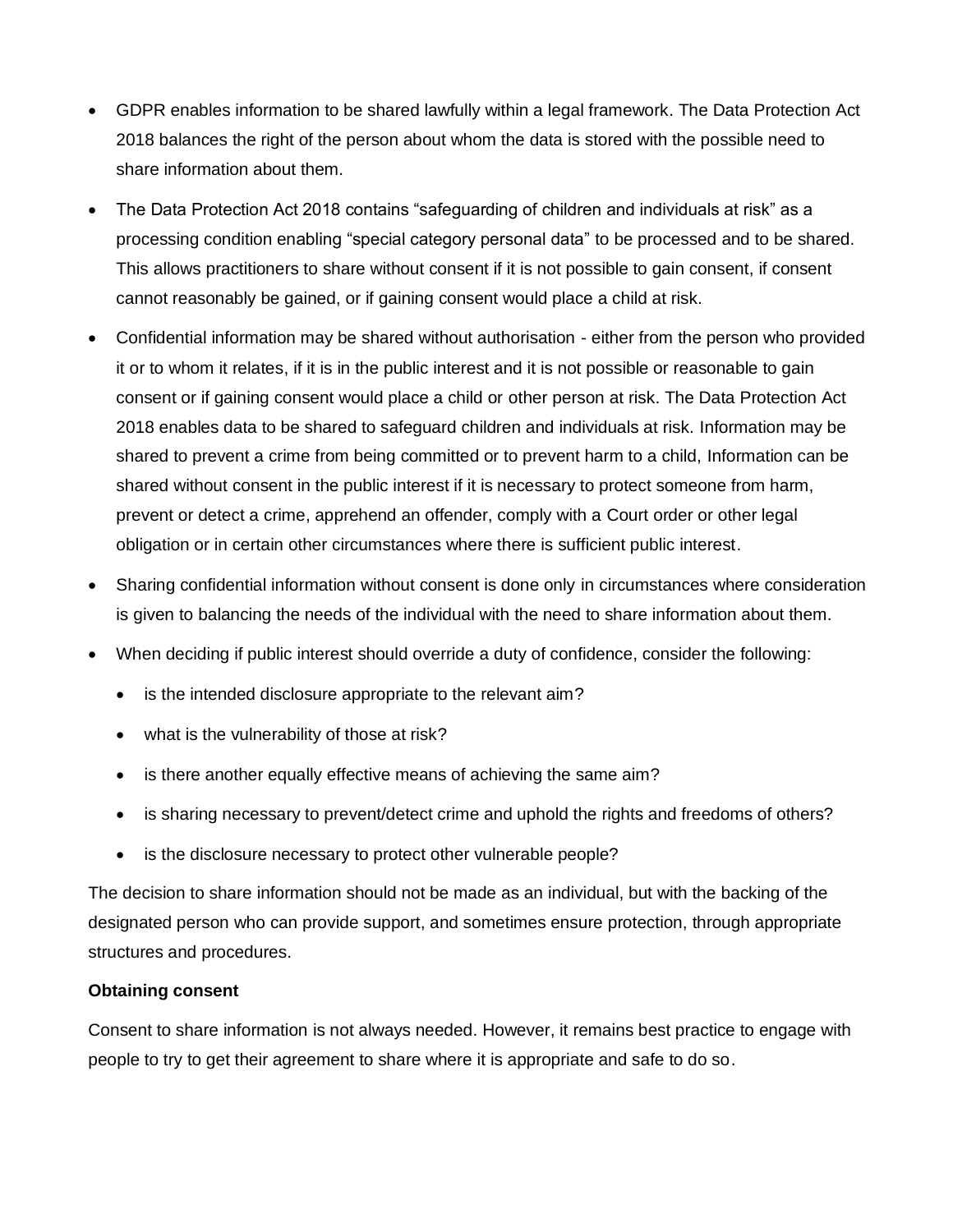- GDPR enables information to be shared lawfully within a legal framework. The Data Protection Act 2018 balances the right of the person about whom the data is stored with the possible need to share information about them.
- The Data Protection Act 2018 contains “safeguarding of children and individuals at risk” as a processing condition enabling “special category personal data” to be processed and to be shared. This allows practitioners to share without consent if it is not possible to gain consent, if consent cannot reasonably be gained, or if gaining consent would place a child at risk.
- Confidential information may be shared without authorisation - either from the person who provided it or to whom it relates, if it is in the public interest and it is not possible or reasonable to gain consent or if gaining consent would place a child or other person at risk. The Data Protection Act 2018 enables data to be shared to safeguard children and individuals at risk. Information may be shared to prevent a crime from being committed or to prevent harm to a child, Information can be shared without consent in the public interest if it is necessary to protect someone from harm, prevent or detect a crime, apprehend an offender, comply with a Court order or other legal obligation or in certain other circumstances where there is sufficient public interest.
- Sharing confidential information without consent is done only in circumstances where consideration is given to balancing the needs of the individual with the need to share information about them.
- When deciding if public interest should override a duty of confidence, consider the following:
  - is the intended disclosure appropriate to the relevant aim?
  - what is the vulnerability of those at risk?
  - is there another equally effective means of achieving the same aim?
  - is sharing necessary to prevent/detect crime and uphold the rights and freedoms of others?
  - is the disclosure necessary to protect other vulnerable people?

The decision to share information should not be made as an individual, but with the backing of the designated person who can provide support, and sometimes ensure protection, through appropriate structures and procedures.

**Obtaining consent**

Consent to share information is not always needed. However, it remains best practice to engage with people to try to get their agreement to share where it is appropriate and safe to do so.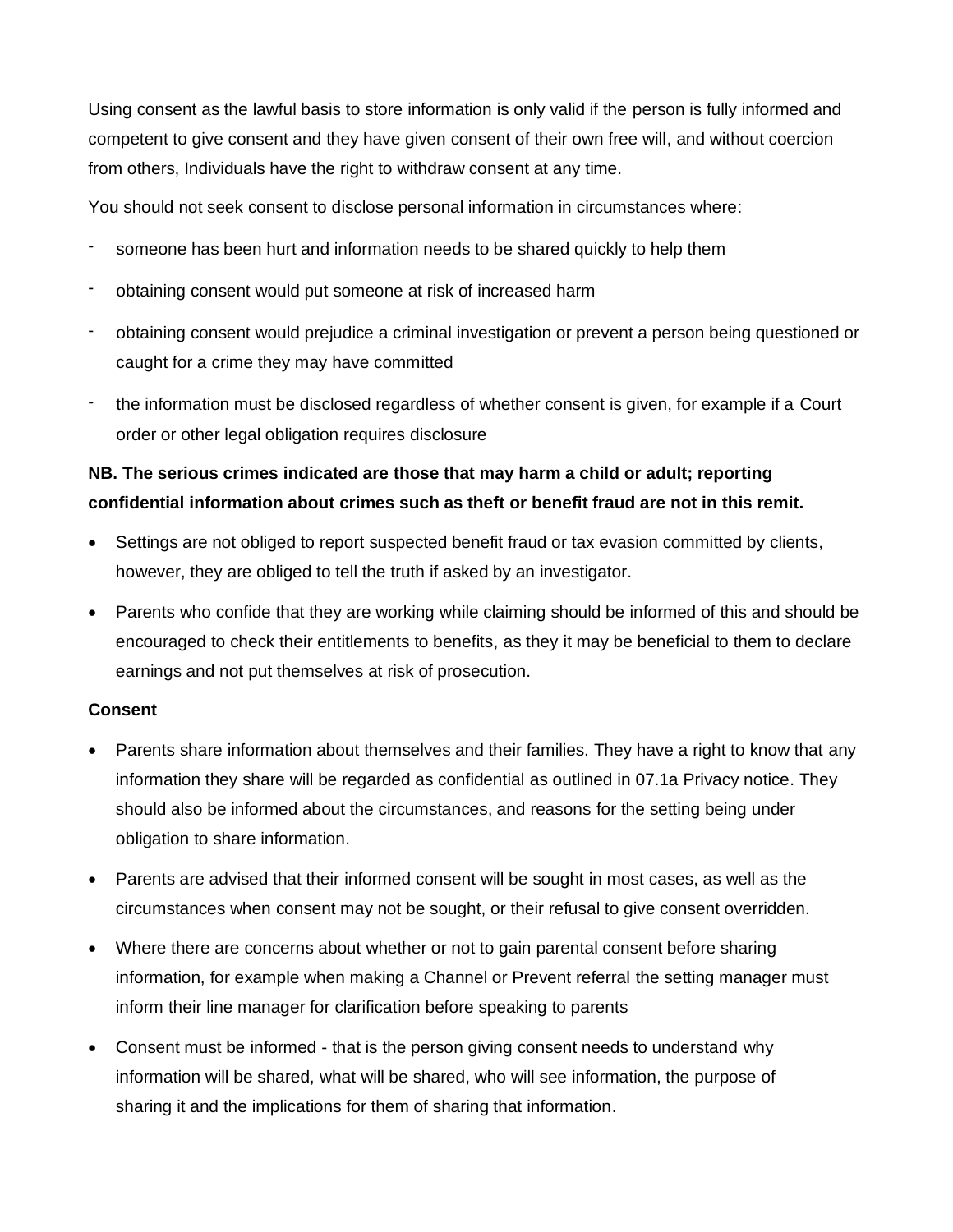Using consent as the lawful basis to store information is only valid if the person is fully informed and competent to give consent and they have given consent of their own free will, and without coercion from others, Individuals have the right to withdraw consent at any time.

You should not seek consent to disclose personal information in circumstances where:

- someone has been hurt and information needs to be shared quickly to help them
- obtaining consent would put someone at risk of increased harm
- obtaining consent would prejudice a criminal investigation or prevent a person being questioned or caught for a crime they may have committed
- the information must be disclosed regardless of whether consent is given, for example if a Court order or other legal obligation requires disclosure

**NB. The serious crimes indicated are those that may harm a child or adult; reporting confidential information about crimes such as theft or benefit fraud are not in this remit.**

- Settings are not obliged to report suspected benefit fraud or tax evasion committed by clients, however, they are obliged to tell the truth if asked by an investigator.
- Parents who confide that they are working while claiming should be informed of this and should be encouraged to check their entitlements to benefits, as they it may be beneficial to them to declare earnings and not put themselves at risk of prosecution.

**Consent**

- Parents share information about themselves and their families. They have a right to know that any information they share will be regarded as confidential as outlined in 07.1a Privacy notice. They should also be informed about the circumstances, and reasons for the setting being under obligation to share information.
- Parents are advised that their informed consent will be sought in most cases, as well as the circumstances when consent may not be sought, or their refusal to give consent overridden.
- Where there are concerns about whether or not to gain parental consent before sharing information, for example when making a Channel or Prevent referral the setting manager must inform their line manager for clarification before speaking to parents
- Consent must be informed - that is the person giving consent needs to understand why information will be shared, what will be shared, who will see information, the purpose of sharing it and the implications for them of sharing that information.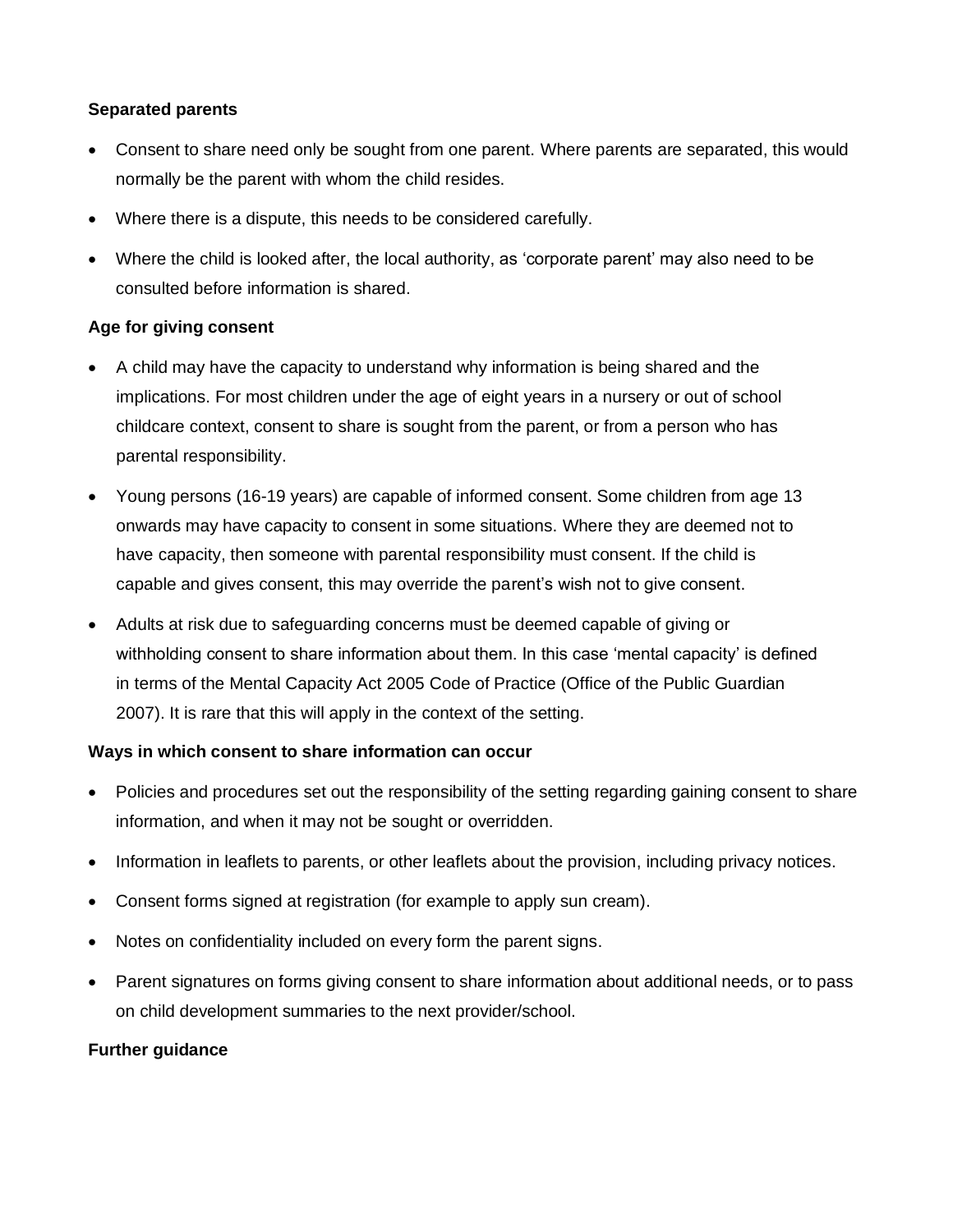**Separated parents**

- Consent to share need only be sought from one parent. Where parents are separated, this would normally be the parent with whom the child resides.
- Where there is a dispute, this needs to be considered carefully.
- Where the child is looked after, the local authority, as 'corporate parent' may also need to be consulted before information is shared.

**Age for giving consent**

- A child may have the capacity to understand why information is being shared and the implications. For most children under the age of eight years in a nursery or out of school childcare context, consent to share is sought from the parent, or from a person who has parental responsibility.
- Young persons (16-19 years) are capable of informed consent. Some children from age 13 onwards may have capacity to consent in some situations. Where they are deemed not to have capacity, then someone with parental responsibility must consent. If the child is capable and gives consent, this may override the parent's wish not to give consent.
- Adults at risk due to safeguarding concerns must be deemed capable of giving or withholding consent to share information about them. In this case 'mental capacity' is defined in terms of the Mental Capacity Act 2005 Code of Practice (Office of the Public Guardian 2007). It is rare that this will apply in the context of the setting.

**Ways in which consent to share information can occur**

- Policies and procedures set out the responsibility of the setting regarding gaining consent to share information, and when it may not be sought or overridden.
- Information in leaflets to parents, or other leaflets about the provision, including privacy notices.
- Consent forms signed at registration (for example to apply sun cream).
- Notes on confidentiality included on every form the parent signs.
- Parent signatures on forms giving consent to share information about additional needs, or to pass on child development summaries to the next provider/school.

**Further guidance**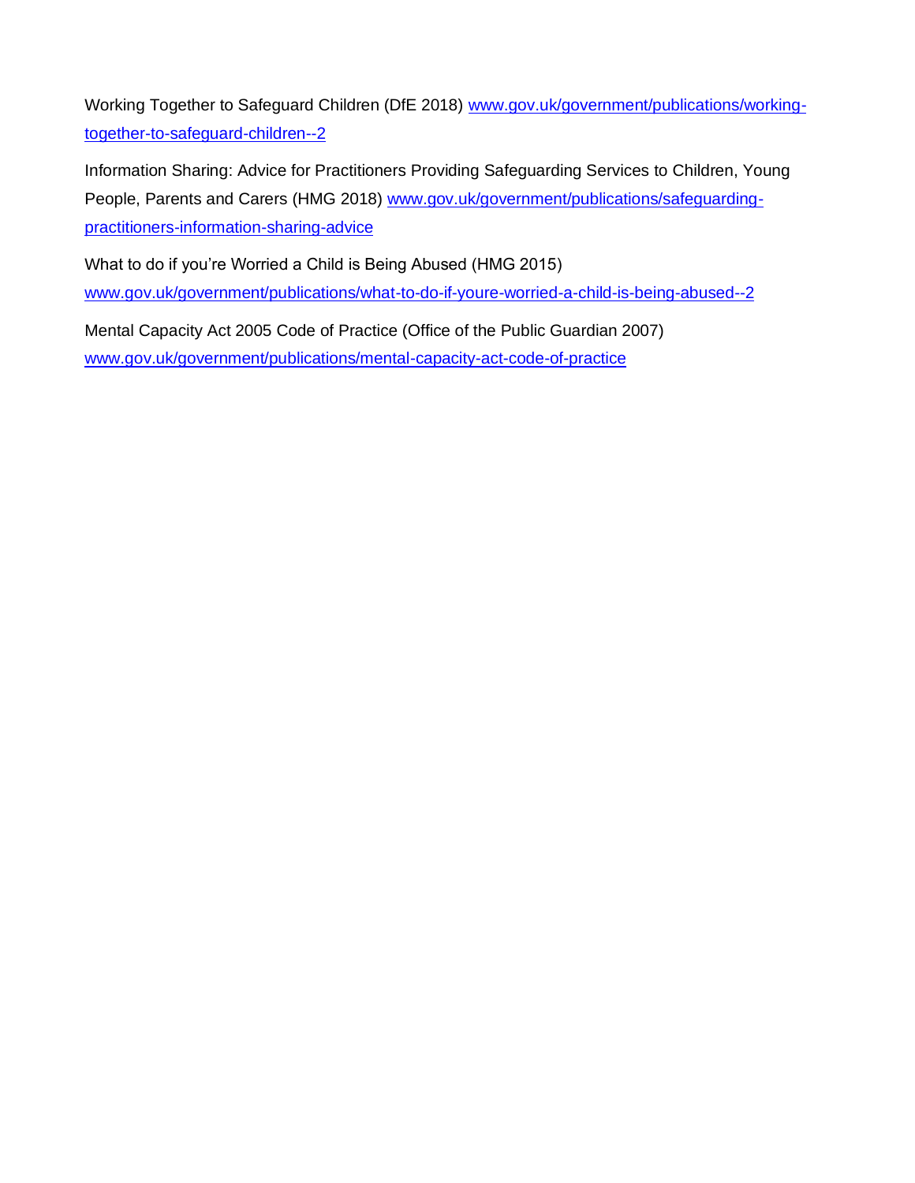Working Together to Safeguard Children (DfE 2018) [www.gov.uk/government/publications/working-together-to-safeguard-children--2](http://www.gov.uk/government/publications/working-together-to-safeguard-children--2)

Information Sharing: Advice for Practitioners Providing Safeguarding Services to Children, Young People, Parents and Carers (HMG 2018) [www.gov.uk/government/publications/safeguarding-practitioners-information-sharing-advice](http://www.gov.uk/government/publications/safeguarding-practitioners-information-sharing-advice)

What to do if you're Worried a Child is Being Abused (HMG 2015) [www.gov.uk/government/publications/what-to-do-if-youre-worried-a-child-is-being-abused--2](http://www.gov.uk/government/publications/what-to-do-if-youre-worried-a-child-is-being-abused--2)

Mental Capacity Act 2005 Code of Practice (Office of the Public Guardian 2007) [www.gov.uk/government/publications/mental-capacity-act-code-of-practice](http://www.gov.uk/government/publications/mental-capacity-act-code-of-practice)